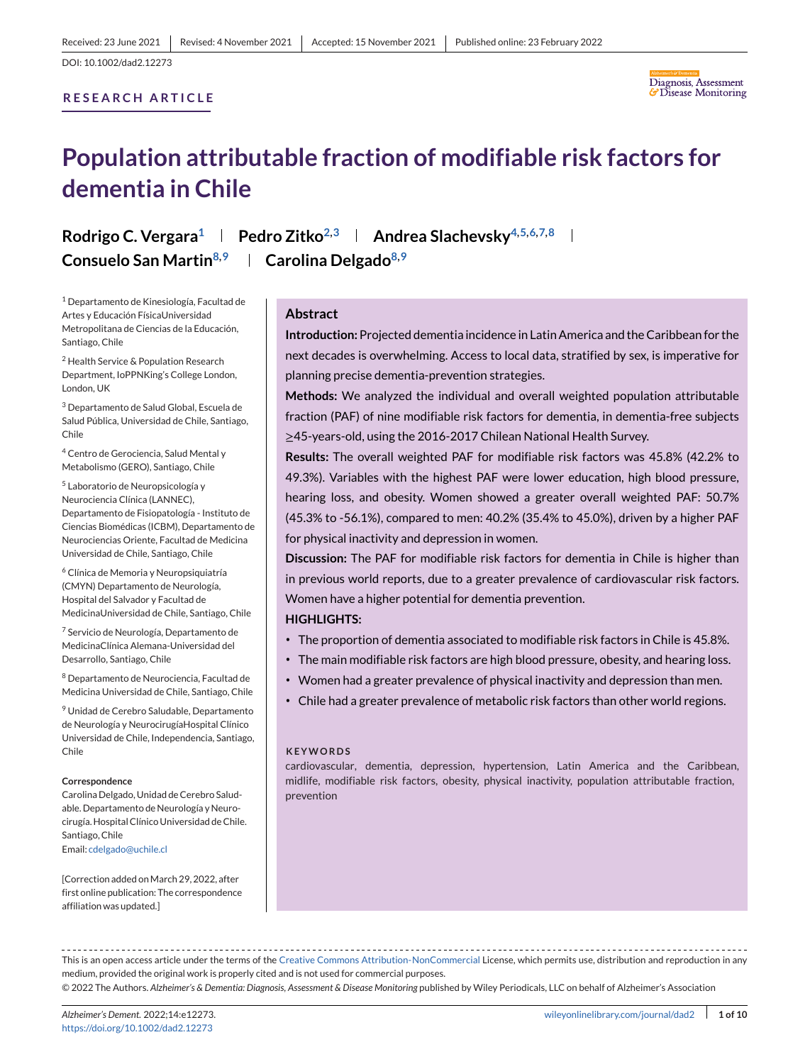Received: 23 June 2021 | Revised: 4 November 2021 | Accepted: 15 November 2021 | Published online: 23 February 2022

DOI: 10.1002/dad2.12273

**RESEARCH ARTICLE**

# Population attributable fraction of modifiable risk factors for dementia in Chile

**Rodrigo C. Vergara**[1] | **Pedro Zitko**[2,3] | **Andrea Slachevsky**[4,5,6,7,8] | **Consuelo San Martin**[8,9] | **Carolina Delgado**[8,9]

[1] Departamento de Kinesiología, Facultad de Artes y Educación FísicaUniversidad Metropolitana de Ciencias de la Educación, Santiago, Chile

[2] Health Service & Population Research Department, IoPPNKing's College London, London, UK

[3] Departamento de Salud Global, Escuela de Salud Pública, Universidad de Chile, Santiago, Chile

[4] Centro de Gerociencia, Salud Mental y Metabolismo (GERO), Santiago, Chile

[5] Laboratorio de Neuropsicología y Neurociencia Clínica (LANNEC), Departamento de Fisiopatología - Instituto de Ciencias Biomédicas (ICBM), Departamento de Neurociencias Oriente, Facultad de Medicina Universidad de Chile, Santiago, Chile

[6] Clínica de Memoria y Neuropsiquiatría (CMYN) Departamento de Neurología, Hospital del Salvador y Facultad de MedicinaUniversidad de Chile, Santiago, Chile

[7] Servicio de Neurología, Departamento de MedicinaClínica Alemana-Universidad del Desarrollo, Santiago, Chile

[8] Departamento de Neurociencia, Facultad de Medicina Universidad de Chile, Santiago, Chile

[9] Unidad de Cerebro Saludable, Departamento de Neurología y NeurocirugíaHospital Clínico Universidad de Chile, Independencia, Santiago, Chile

**Correspondence**
Carolina Delgado, Unidad de Cerebro Saludable. Departamento de Neurología y Neurocirugía. Hospital Clínico Universidad de Chile. Santiago, Chile
Email: cdelgado@uchile.cl

[Correction added on March 29, 2022, after first online publication: The correspondence affiliation was updated.]

## Abstract

**Introduction:** Projected dementia incidence in Latin America and the Caribbean for the next decades is overwhelming. Access to local data, stratified by sex, is imperative for planning precise dementia-prevention strategies.

**Methods:** We analyzed the individual and overall weighted population attributable fraction (PAF) of nine modifiable risk factors for dementia, in dementia-free subjects ≥45-years-old, using the 2016-2017 Chilean National Health Survey.

**Results:** The overall weighted PAF for modifiable risk factors was 45.8% (42.2% to 49.3%). Variables with the highest PAF were lower education, high blood pressure, hearing loss, and obesity. Women showed a greater overall weighted PAF: 50.7% (45.3% to -56.1%), compared to men: 40.2% (35.4% to 45.0%), driven by a higher PAF for physical inactivity and depression in women.

**Discussion:** The PAF for modifiable risk factors for dementia in Chile is higher than in previous world reports, due to a greater prevalence of cardiovascular risk factors. Women have a higher potential for dementia prevention.

**HIGHLIGHTS:**

- The proportion of dementia associated to modifiable risk factors in Chile is 45.8%.
- The main modifiable risk factors are high blood pressure, obesity, and hearing loss.
- Women had a greater prevalence of physical inactivity and depression than men.
- Chile had a greater prevalence of metabolic risk factors than other world regions.

**KEYWORDS**

cardiovascular, dementia, depression, hypertension, Latin America and the Caribbean, midlife, modifiable risk factors, obesity, physical inactivity, population attributable fraction, prevention

This is an open access article under the terms of the Creative Commons Attribution-NonCommercial License, which permits use, distribution and reproduction in any medium, provided the original work is properly cited and is not used for commercial purposes.

© 2022 The Authors. *Alzheimer's & Dementia: Diagnosis, Assessment & Disease Monitoring* published by Wiley Periodicals, LLC on behalf of Alzheimer's Association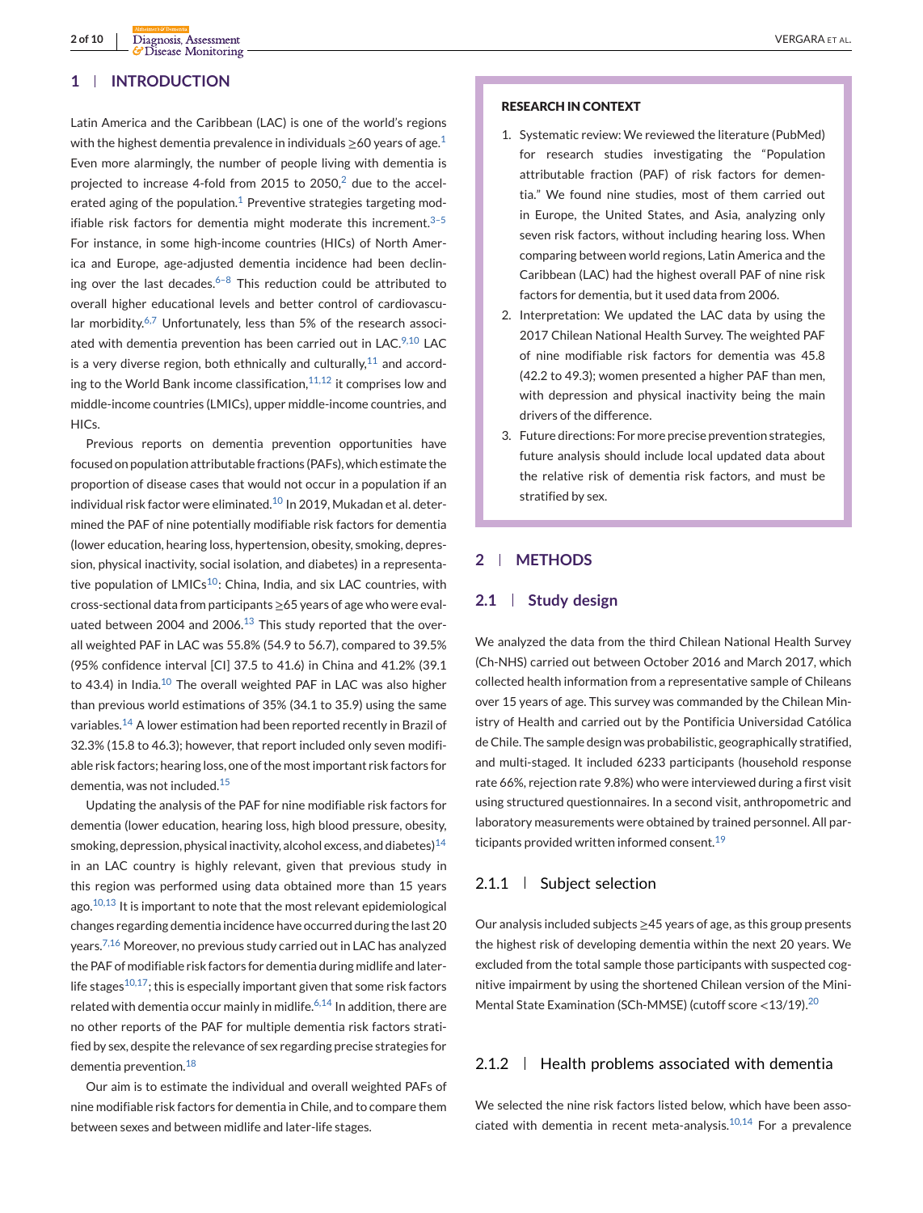## 1 | INTRODUCTION

Latin America and the Caribbean (LAC) is one of the world's regions with the highest dementia prevalence in individuals ≥60 years of age.[1] Even more alarmingly, the number of people living with dementia is projected to increase 4-fold from 2015 to 2050,[2] due to the accelerated aging of the population.[1] Preventive strategies targeting modifiable risk factors for dementia might moderate this increment.[3–5] For instance, in some high-income countries (HICs) of North America and Europe, age-adjusted dementia incidence had been declining over the last decades.[6–8] This reduction could be attributed to overall higher educational levels and better control of cardiovascular morbidity.[6,7] Unfortunately, less than 5% of the research associated with dementia prevention has been carried out in LAC.[9,10] LAC is a very diverse region, both ethnically and culturally,[11] and according to the World Bank income classification,[11,12] it comprises low and middle-income countries (LMICs), upper middle-income countries, and HICs.

Previous reports on dementia prevention opportunities have focused on population attributable fractions (PAFs), which estimate the proportion of disease cases that would not occur in a population if an individual risk factor were eliminated.[10] In 2019, Mukadan et al. determined the PAF of nine potentially modifiable risk factors for dementia (lower education, hearing loss, hypertension, obesity, smoking, depression, physical inactivity, social isolation, and diabetes) in a representative population of LMICs[10]: China, India, and six LAC countries, with cross-sectional data from participants ≥65 years of age who were evaluated between 2004 and 2006.[13] This study reported that the overall weighted PAF in LAC was 55.8% (54.9 to 56.7), compared to 39.5% (95% confidence interval [CI] 37.5 to 41.6) in China and 41.2% (39.1 to 43.4) in India.[10] The overall weighted PAF in LAC was also higher than previous world estimations of 35% (34.1 to 35.9) using the same variables.[14] A lower estimation had been reported recently in Brazil of 32.3% (15.8 to 46.3); however, that report included only seven modifiable risk factors; hearing loss, one of the most important risk factors for dementia, was not included.[15]

Updating the analysis of the PAF for nine modifiable risk factors for dementia (lower education, hearing loss, high blood pressure, obesity, smoking, depression, physical inactivity, alcohol excess, and diabetes)[14] in an LAC country is highly relevant, given that previous study in this region was performed using data obtained more than 15 years ago.[10,13] It is important to note that the most relevant epidemiological changes regarding dementia incidence have occurred during the last 20 years.[7,16] Moreover, no previous study carried out in LAC has analyzed the PAF of modifiable risk factors for dementia during midlife and later-life stages[10,17]; this is especially important given that some risk factors related with dementia occur mainly in midlife.[6,14] In addition, there are no other reports of the PAF for multiple dementia risk factors stratified by sex, despite the relevance of sex regarding precise strategies for dementia prevention.[18]

Our aim is to estimate the individual and overall weighted PAFs of nine modifiable risk factors for dementia in Chile, and to compare them between sexes and between midlife and later-life stages.

**RESEARCH IN CONTEXT**

1. Systematic review: We reviewed the literature (PubMed) for research studies investigating the "Population attributable fraction (PAF) of risk factors for dementia." We found nine studies, most of them carried out in Europe, the United States, and Asia, analyzing only seven risk factors, without including hearing loss. When comparing between world regions, Latin America and the Caribbean (LAC) had the highest overall PAF of nine risk factors for dementia, but it used data from 2006.
2. Interpretation: We updated the LAC data by using the 2017 Chilean National Health Survey. The weighted PAF of nine modifiable risk factors for dementia was 45.8 (42.2 to 49.3); women presented a higher PAF than men, with depression and physical inactivity being the main drivers of the difference.
3. Future directions: For more precise prevention strategies, future analysis should include local updated data about the relative risk of dementia risk factors, and must be stratified by sex.

## 2 | METHODS

### 2.1 | Study design

We analyzed the data from the third Chilean National Health Survey (Ch-NHS) carried out between October 2016 and March 2017, which collected health information from a representative sample of Chileans over 15 years of age. This survey was commanded by the Chilean Ministry of Health and carried out by the Pontificia Universidad Católica de Chile. The sample design was probabilistic, geographically stratified, and multi-staged. It included 6233 participants (household response rate 66%, rejection rate 9.8%) who were interviewed during a first visit using structured questionnaires. In a second visit, anthropometric and laboratory measurements were obtained by trained personnel. All participants provided written informed consent.[19]

#### 2.1.1 | Subject selection

Our analysis included subjects ≥45 years of age, as this group presents the highest risk of developing dementia within the next 20 years. We excluded from the total sample those participants with suspected cognitive impairment by using the shortened Chilean version of the Mini-Mental State Examination (SCh-MMSE) (cutoff score <13/19).[20]

#### 2.1.2 | Health problems associated with dementia

We selected the nine risk factors listed below, which have been associated with dementia in recent meta-analysis.[10,14] For a prevalence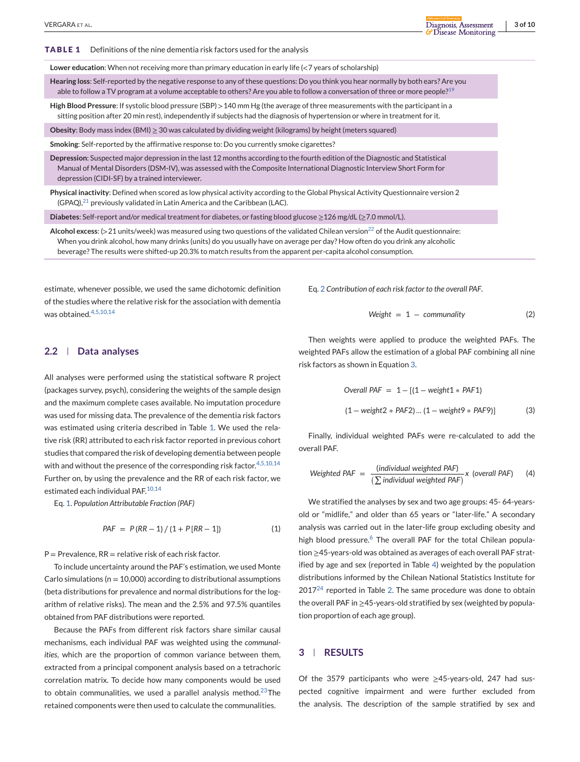**TABLE 1** Definitions of the nine dementia risk factors used for the analysis

**Lower education**: When not receiving more than primary education in early life (<7 years of scholarship)

**Hearing loss**: Self-reported by the negative response to any of these questions: Do you think you hear normally by both ears? Are you able to follow a TV program at a volume acceptable to others? Are you able to follow a conversation of three or more people?[19]

**High Blood Pressure**: If systolic blood pressure (SBP) > 140 mm Hg (the average of three measurements with the participant in a sitting position after 20 min rest), independently if subjects had the diagnosis of hypertension or where in treatment for it.

**Obesity**: Body mass index (BMI) ≥ 30 was calculated by dividing weight (kilograms) by height (meters squared)

**Smoking**: Self-reported by the affirmative response to: Do you currently smoke cigarettes?

**Depression**: Suspected major depression in the last 12 months according to the fourth edition of the Diagnostic and Statistical Manual of Mental Disorders (DSM-IV), was assessed with the Composite International Diagnostic Interview Short Form for depression (CIDI-SF) by a trained interviewer.

**Physical inactivity**: Defined when scored as low physical activity according to the Global Physical Activity Questionnaire version 2 (GPAQ),[21] previously validated in Latin America and the Caribbean (LAC).

**Diabetes**: Self-report and/or medical treatment for diabetes, or fasting blood glucose ≥126 mg/dL (≥7.0 mmol/L).

**Alcohol excess**: (>21 units/week) was measured using two questions of the validated Chilean version[22] of the Audit questionnaire: When you drink alcohol, how many drinks (units) do you usually have on average per day? How often do you drink any alcoholic beverage? The results were shifted-up 20.3% to match results from the apparent per-capita alcohol consumption.

estimate, whenever possible, we used the same dichotomic definition of the studies where the relative risk for the association with dementia was obtained.[4,5,10,14]

## 2.2 | Data analyses

All analyses were performed using the statistical software R project (packages survey, psych), considering the weights of the sample design and the maximum complete cases available. No imputation procedure was used for missing data. The prevalence of the dementia risk factors was estimated using criteria described in Table 1. We used the relative risk (RR) attributed to each risk factor reported in previous cohort studies that compared the risk of developing dementia between people with and without the presence of the corresponding risk factor.[4,5,10,14] Further on, by using the prevalence and the RR of each risk factor, we estimated each individual PAF.[10,14]

Eq. 1. *Population Attributable Fraction (PAF)*

$$PAF \;=\; P\,(RR-1)\,/\,(1+P\,[RR-1]) \qquad (1)$$

P = Prevalence, RR = relative risk of each risk factor.

To include uncertainty around the PAF's estimation, we used Monte Carlo simulations (n = 10,000) according to distributional assumptions (beta distributions for prevalence and normal distributions for the logarithm of relative risks). The mean and the 2.5% and 97.5% quantiles obtained from PAF distributions were reported.

Because the PAFs from different risk factors share similar causal mechanisms, each individual PAF was weighted using the *communalities*, which are the proportion of common variance between them, extracted from a principal component analysis based on a tetrachoric correlation matrix. To decide how many components would be used to obtain communalities, we used a parallel analysis method.[23] The retained components were then used to calculate the communalities.

Eq. 2 *Contribution of each risk factor to the overall PAF.*

$$Weight \;=\; 1 \;-\; communality \qquad (2)$$

Then weights were applied to produce the weighted PAFs. The weighted PAFs allow the estimation of a global PAF combining all nine risk factors as shown in Equation 3.

$$Overall\ PAF \;=\; 1-[(1-weight1 * PAF1)\,(1-weight2 * PAF2)\ldots(1-weight9 * PAF9)] \qquad (3)$$

Finally, individual weighted PAFs were re-calculated to add the overall PAF.

$$Weighted\ PAF \;=\; \frac{(individual\ weighted\ PAF)}{(\sum individual\ weighted\ PAF)}\,x\ (overall\ PAF) \qquad (4)$$

We stratified the analyses by sex and two age groups: 45- 64-years-old or "midlife," and older than 65 years or "later-life." A secondary analysis was carried out in the later-life group excluding obesity and high blood pressure.[6] The overall PAF for the total Chilean population ≥45-years-old was obtained as averages of each overall PAF stratified by age and sex (reported in Table 4) weighted by the population distributions informed by the Chilean National Statistics Institute for 2017[24] reported in Table 2. The same procedure was done to obtain the overall PAF in ≥45-years-old stratified by sex (weighted by population proportion of each age group).

# 3 | RESULTS

Of the 3579 participants who were ≥45-years-old, 247 had suspected cognitive impairment and were further excluded from the analysis. The description of the sample stratified by sex and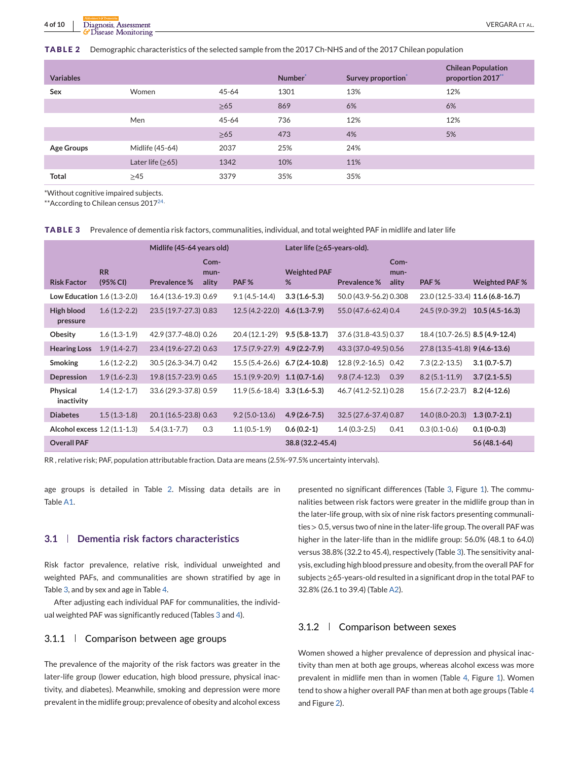**TABLE 2** Demographic characteristics of the selected sample from the 2017 Ch-NHS and of the 2017 Chilean population

| Variables | | | Number* | Survey proportion* | Chilean Population proportion 2017** |
|---|---|---|---|---|---|
| **Sex** | Women | 45-64 | 1301 | 13% | 12% |
| | | ≥65 | 869 | 6% | 6% |
| | Men | 45-64 | 736 | 12% | 12% |
| | | ≥65 | 473 | 4% | 5% |
| **Age Groups** | Midlife (45-64) | 2037 | 25% | 24% | |
| | Later life (≥65) | 1342 | 10% | 11% | |
| **Total** | ≥45 | 3379 | 35% | 35% | |

*Without cognitive impaired subjects.
**According to Chilean census 2017[24].

**TABLE 3** Prevalence of dementia risk factors, communalities, individual, and total weighted PAF in midlife and later life

| | | Midlife (45-64 years old) | | | | Later life (≥65-years-old). | | | |
|---|---|---|---|---|---|---|---|---|---|
| **Risk Factor** | **RR (95% CI)** | **Prevalence %** | **Communality** | **PAF %** | **Weighted PAF %** | **Prevalence %** | **Communality** | **PAF %** | **Weighted PAF %** |
| **Low Education** | 1.6 (1.3-2.0) | 16.4 (13.6-19.3) | 0.69 | 9.1 (4.5-14.4) | **3.3 (1.6-5.3)** | 50.0 (43.9-56.2) | 0.308 | 23.0 (12.5-33.4) | **11.6 (6.8-16.7)** |
| **High blood pressure** | 1.6 (1.2-2.2) | 23.5 (19.7-27.3) | 0.83 | 12.5 (4.2-22.0) | **4.6 (1.3-7.9)** | 55.0 (47.6-62.4) | 0.4 | 24.5 (9.0-39.2) | **10.5 (4.5-16.3)** |
| **Obesity** | 1.6 (1.3-1.9) | 42.9 (37.7-48.0) | 0.26 | 20.4 (12.1-29) | **9.5 (5.8-13.7)** | 37.6 (31.8-43.5) | 0.37 | 18.4 (10.7-26.5) | **8.5 (4.9-12.4)** |
| **Hearing Loss** | 1.9 (1.4-2.7) | 23.4 (19.6-27.2) | 0.63 | 17.5 (7.9-27.9) | **4.9 (2.2-7.9)** | 43.3 (37.0-49.5) | 0.56 | 27.8 (13.5-41.8) | **9 (4.6-13.6)** |
| **Smoking** | 1.6 (1.2-2.2) | 30.5 (26.3-34.7) | 0.42 | 15.5 (5.4-26.6) | **6.7 (2.4-10.8)** | 12.8 (9.2-16.5) | 0.42 | 7.3 (2.2-13.5) | **3.1 (0.7-5.7)** |
| **Depression** | 1.9 (1.6-2.3) | 19.8 (15.7-23.9) | 0.65 | 15.1 (9.9-20.9) | **1.1 (0.7-1.6)** | 9.8 (7.4-12.3) | 0.39 | 8.2 (5.1-11.9) | **3.7 (2.1-5.5)** |
| **Physical inactivity** | 1.4 (1.2-1.7) | 33.6 (29.3-37.8) | 0.59 | 11.9 (5.6-18.4) | **3.3 (1.6-5.3)** | 46.7 (41.2-52.1) | 0.28 | 15.6 (7.2-23.7) | **8.2 (4-12.6)** |
| **Diabetes** | 1.5 (1.3-1.8) | 20.1 (16.5-23.8) | 0.63 | 9.2 (5.0-13.6) | **4.9 (2.6-7.5)** | 32.5 (27.6-37.4) | 0.87 | 14.0 (8.0-20.3) | **1.3 (0.7-2.1)** |
| **Alcohol excess** | 1.2 (1.1-1.3) | 5.4 (3.1-7.7) | 0.3 | 1.1 (0.5-1.9) | **0.6 (0.2-1)** | 1.4 (0.3-2.5) | 0.41 | 0.3 (0.1-0.6) | **0.1 (0-0.3)** |
| **Overall PAF** | | | | | **38.8 (32.2-45.4)** | | | | **56 (48.1-64)** |

RR , relative risk; PAF, population attributable fraction. Data are means (2.5%-97.5% uncertainty intervals).

age groups is detailed in Table 2. Missing data details are in Table A1.

## 3.1 | Dementia risk factors characteristics

Risk factor prevalence, relative risk, individual unweighted and weighted PAFs, and communalities are shown stratified by age in Table 3, and by sex and age in Table 4.

After adjusting each individual PAF for communalities, the individual weighted PAF was significantly reduced (Tables 3 and 4).

### 3.1.1 | Comparison between age groups

The prevalence of the majority of the risk factors was greater in the later-life group (lower education, high blood pressure, physical inactivity, and diabetes). Meanwhile, smoking and depression were more prevalent in the midlife group; prevalence of obesity and alcohol excess presented no significant differences (Table 3, Figure 1). The communalities between risk factors were greater in the midlife group than in the later-life group, with six of nine risk factors presenting communalities > 0.5, versus two of nine in the later-life group. The overall PAF was higher in the later-life than in the midlife group: 56.0% (48.1 to 64.0) versus 38.8% (32.2 to 45.4), respectively (Table 3). The sensitivity analysis, excluding high blood pressure and obesity, from the overall PAF for subjects ≥65-years-old resulted in a significant drop in the total PAF to 32.8% (26.1 to 39.4) (Table A2).

### 3.1.2 | Comparison between sexes

Women showed a higher prevalence of depression and physical inactivity than men at both age groups, whereas alcohol excess was more prevalent in midlife men than in women (Table 4, Figure 1). Women tend to show a higher overall PAF than men at both age groups (Table 4 and Figure 2).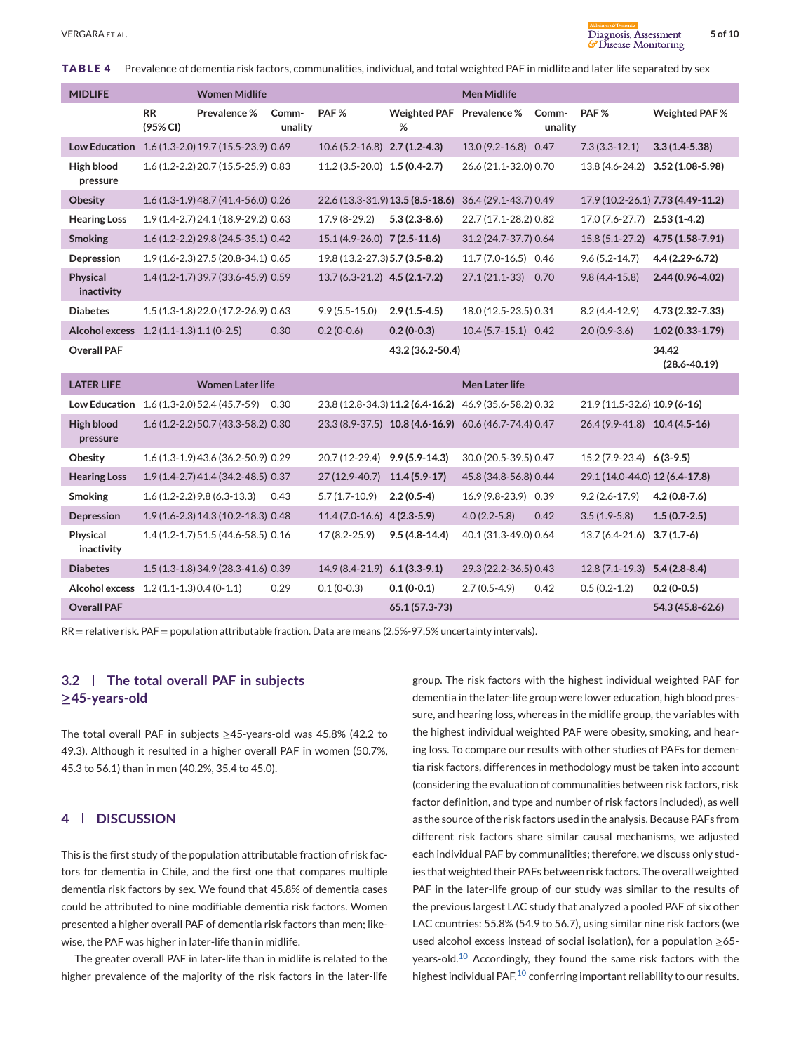**TABLE 4** Prevalence of dementia risk factors, communalities, individual, and total weighted PAF in midlife and later life separated by sex

| MIDLIFE | | Women Midlife | | | | Men Midlife | | | |
|---|---|---|---|---|---|---|---|---|---|
| | RR (95% CI) | Prevalence % | Comm-unality | PAF % | Weighted PAF % | Prevalence % | Comm-unality | PAF % | Weighted PAF % |
| Low Education | 1.6 (1.3-2.0) | 19.7 (15.5-23.9) | 0.69 | 10.6 (5.2-16.8) | **2.7 (1.2-4.3)** | 13.0 (9.2-16.8) | 0.47 | 7.3 (3.3-12.1) | **3.3 (1.4-5.38)** |
| High blood pressure | 1.6 (1.2-2.2) | 20.7 (15.5-25.9) | 0.83 | 11.2 (3.5-20.0) | **1.5 (0.4-2.7)** | 26.6 (21.1-32.0) | 0.70 | 13.8 (4.6-24.2) | **3.52 (1.08-5.98)** |
| Obesity | 1.6 (1.3-1.9) | 48.7 (41.4-56.0) | 0.26 | 22.6 (13.3-31.9) | **13.5 (8.5-18.6)** | 36.4 (29.1-43.7) | 0.49 | 17.9 (10.2-26.1) | **7.73 (4.49-11.2)** |
| Hearing Loss | 1.9 (1.4-2.7) | 24.1 (18.9-29.2) | 0.63 | 17.9 (8-29.2) | **5.3 (2.3-8.6)** | 22.7 (17.1-28.2) | 0.82 | 17.0 (7.6-27.7) | **2.53 (1-4.2)** |
| Smoking | 1.6 (1.2-2.2) | 29.8 (24.5-35.1) | 0.42 | 15.1 (4.9-26.0) | **7 (2.5-11.6)** | 31.2 (24.7-37.7) | 0.64 | 15.8 (5.1-27.2) | **4.75 (1.58-7.91)** |
| Depression | 1.9 (1.6-2.3) | 27.5 (20.8-34.1) | 0.65 | 19.8 (13.2-27.3) | **5.7 (3.5-8.2)** | 11.7 (7.0-16.5) | 0.46 | 9.6 (5.2-14.7) | **4.4 (2.29-6.72)** |
| Physical inactivity | 1.4 (1.2-1.7) | 39.7 (33.6-45.9) | 0.59 | 13.7 (6.3-21.2) | **4.5 (2.1-7.2)** | 27.1 (21.1-33) | 0.70 | 9.8 (4.4-15.8) | **2.44 (0.96-4.02)** |
| Diabetes | 1.5 (1.3-1.8) | 22.0 (17.2-26.9) | 0.63 | 9.9 (5.5-15.0) | **2.9 (1.5-4.5)** | 18.0 (12.5-23.5) | 0.31 | 8.2 (4.4-12.9) | **4.73 (2.32-7.33)** |
| Alcohol excess | 1.2 (1.1-1.3) | 1.1 (0-2.5) | 0.30 | 0.2 (0-0.6) | **0.2 (0-0.3)** | 10.4 (5.7-15.1) | 0.42 | 2.0 (0.9-3.6) | **1.02 (0.33-1.79)** |
| Overall PAF | | | | | **43.2 (36.2-50.4)** | | | | **34.42 (28.6-40.19)** |
| **LATER LIFE** | | **Women Later life** | | | | **Men Later life** | | | |
| Low Education | 1.6 (1.3-2.0) | 52.4 (45.7-59) | 0.30 | 23.8 (12.8-34.3) | **11.2 (6.4-16.2)** | 46.9 (35.6-58.2) | 0.32 | 21.9 (11.5-32.6) | **10.9 (6-16)** |
| High blood pressure | 1.6 (1.2-2.2) | 50.7 (43.3-58.2) | 0.30 | 23.3 (8.9-37.5) | **10.8 (4.6-16.9)** | 60.6 (46.7-74.4) | 0.47 | 26.4 (9.9-41.8) | **10.4 (4.5-16)** |
| Obesity | 1.6 (1.3-1.9) | 43.6 (36.2-50.9) | 0.29 | 20.7 (12-29.4) | **9.9 (5.9-14.3)** | 30.0 (20.5-39.5) | 0.47 | 15.2 (7.9-23.4) | **6 (3-9.5)** |
| Hearing Loss | 1.9 (1.4-2.7) | 41.4 (34.2-48.5) | 0.37 | 27 (12.9-40.7) | **11.4 (5.9-17)** | 45.8 (34.8-56.8) | 0.44 | 29.1 (14.0-44.0) | **12 (6.4-17.8)** |
| Smoking | 1.6 (1.2-2.2) | 9.8 (6.3-13.3) | 0.43 | 5.7 (1.7-10.9) | **2.2 (0.5-4)** | 16.9 (9.8-23.9) | 0.39 | 9.2 (2.6-17.9) | **4.2 (0.8-7.6)** |
| Depression | 1.9 (1.6-2.3) | 14.3 (10.2-18.3) | 0.48 | 11.4 (7.0-16.6) | **4 (2.3-5.9)** | 4.0 (2.2-5.8) | 0.42 | 3.5 (1.9-5.8) | **1.5 (0.7-2.5)** |
| Physical inactivity | 1.4 (1.2-1.7) | 51.5 (44.6-58.5) | 0.16 | 17 (8.2-25.9) | **9.5 (4.8-14.4)** | 40.1 (31.3-49.0) | 0.64 | 13.7 (6.4-21.6) | **3.7 (1.7-6)** |
| Diabetes | 1.5 (1.3-1.8) | 34.9 (28.3-41.6) | 0.39 | 14.9 (8.4-21.9) | **6.1 (3.3-9.1)** | 29.3 (22.2-36.5) | 0.43 | 12.8 (7.1-19.3) | **5.4 (2.8-8.4)** |
| Alcohol excess | 1.2 (1.1-1.3) | 0.4 (0-1.1) | 0.29 | 0.1 (0-0.3) | **0.1 (0-0.1)** | 2.7 (0.5-4.9) | 0.42 | 0.5 (0.2-1.2) | **0.2 (0-0.5)** |
| Overall PAF | | | | | **65.1 (57.3-73)** | | | | **54.3 (45.8-62.6)** |

RR = relative risk. PAF = population attributable fraction. Data are means (2.5%-97.5% uncertainty intervals).

### 3.2 | The total overall PAF in subjects ≥45-years-old

The total overall PAF in subjects ≥45-years-old was 45.8% (42.2 to 49.3). Although it resulted in a higher overall PAF in women (50.7%, 45.3 to 56.1) than in men (40.2%, 35.4 to 45.0).

## 4 | DISCUSSION

This is the first study of the population attributable fraction of risk factors for dementia in Chile, and the first one that compares multiple dementia risk factors by sex. We found that 45.8% of dementia cases could be attributed to nine modifiable dementia risk factors. Women presented a higher overall PAF of dementia risk factors than men; likewise, the PAF was higher in later-life than in midlife.

The greater overall PAF in later-life than in midlife is related to the higher prevalence of the majority of the risk factors in the later-life group. The risk factors with the highest individual weighted PAF for dementia in the later-life group were lower education, high blood pressure, and hearing loss, whereas in the midlife group, the variables with the highest individual weighted PAF were obesity, smoking, and hearing loss. To compare our results with other studies of PAFs for dementia risk factors, differences in methodology must be taken into account (considering the evaluation of communalities between risk factors, risk factor definition, and type and number of risk factors included), as well as the source of the risk factors used in the analysis. Because PAFs from different risk factors share similar causal mechanisms, we adjusted each individual PAF by communalities; therefore, we discuss only studies that weighted their PAFs between risk factors. The overall weighted PAF in the later-life group of our study was similar to the results of the previous largest LAC study that analyzed a pooled PAF of six other LAC countries: 55.8% (54.9 to 56.7), using similar nine risk factors (we used alcohol excess instead of social isolation), for a population ≥65-years-old.[10] Accordingly, they found the same risk factors with the highest individual PAF,[10] conferring important reliability to our results.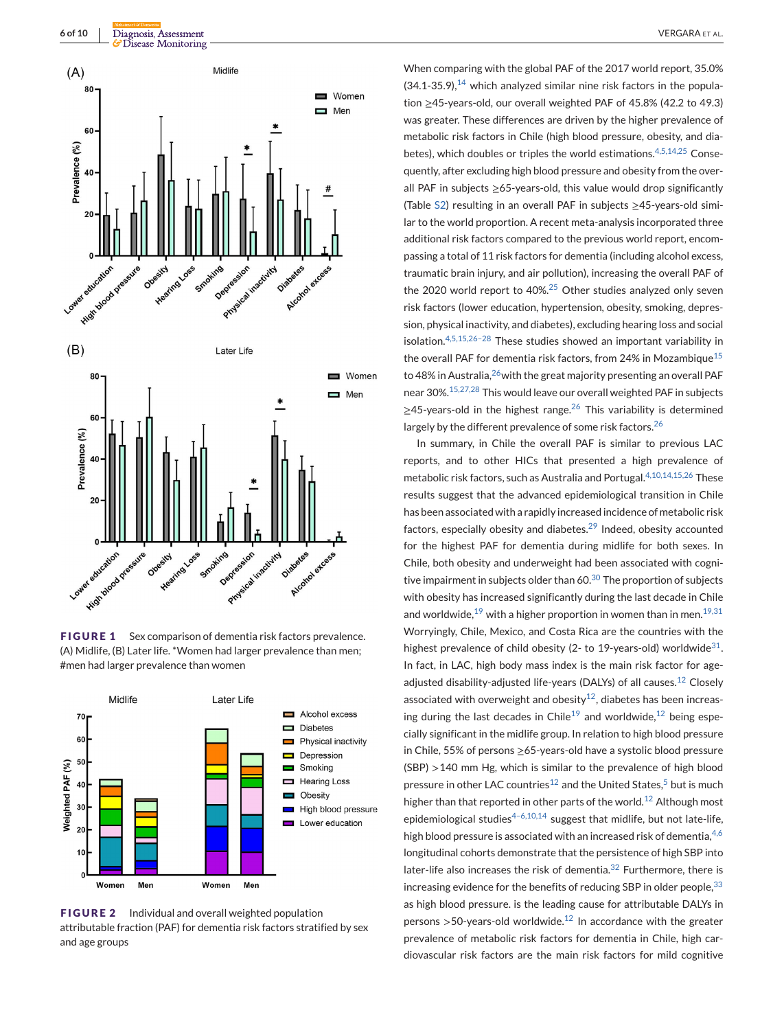FIGURE 1 Sex comparison of dementia risk factors prevalence. (A) Midlife, (B) Later life. *Women had larger prevalence than men; #men had larger prevalence than women

FIGURE 2 Individual and overall weighted population attributable fraction (PAF) for dementia risk factors stratified by sex and age groups

When comparing with the global PAF of the 2017 world report, 35.0% (34.1-35.9),[14] which analyzed similar nine risk factors in the population ≥45-years-old, our overall weighted PAF of 45.8% (42.2 to 49.3) was greater. These differences are driven by the higher prevalence of metabolic risk factors in Chile (high blood pressure, obesity, and diabetes), which doubles or triples the world estimations.[4,5,14,25] Consequently, after excluding high blood pressure and obesity from the overall PAF in subjects ≥65-years-old, this value would drop significantly (Table S2) resulting in an overall PAF in subjects ≥45-years-old similar to the world proportion. A recent meta-analysis incorporated three additional risk factors compared to the previous world report, encompassing a total of 11 risk factors for dementia (including alcohol excess, traumatic brain injury, and air pollution), increasing the overall PAF of the 2020 world report to 40%.[25] Other studies analyzed only seven risk factors (lower education, hypertension, obesity, smoking, depression, physical inactivity, and diabetes), excluding hearing loss and social isolation.[4,5,15,26–28] These studies showed an important variability in the overall PAF for dementia risk factors, from 24% in Mozambique[15] to 48% in Australia,[26] with the great majority presenting an overall PAF near 30%.[15,27,28] This would leave our overall weighted PAF in subjects ≥45-years-old in the highest range.[26] This variability is determined largely by the different prevalence of some risk factors.[26]

In summary, in Chile the overall PAF is similar to previous LAC reports, and to other HICs that presented a high prevalence of metabolic risk factors, such as Australia and Portugal.[4,10,14,15,26] These results suggest that the advanced epidemiological transition in Chile has been associated with a rapidly increased incidence of metabolic risk factors, especially obesity and diabetes.[29] Indeed, obesity accounted for the highest PAF for dementia during midlife for both sexes. In Chile, both obesity and underweight has been associated with cognitive impairment in subjects older than 60.[30] The proportion of subjects with obesity has increased significantly during the last decade in Chile and worldwide,[19] with a higher proportion in women than in men.[19,31] Worryingly, Chile, Mexico, and Costa Rica are the countries with the highest prevalence of child obesity (2- to 19-years-old) worldwide[31]. In fact, in LAC, high body mass index is the main risk factor for age-adjusted disability-adjusted life-years (DALYs) of all causes.[12] Closely associated with overweight and obesity[12], diabetes has been increasing during the last decades in Chile[19] and worldwide,[12] being especially significant in the midlife group. In relation to high blood pressure in Chile, 55% of persons ≥65-years-old have a systolic blood pressure (SBP) >140 mm Hg, which is similar to the prevalence of high blood pressure in other LAC countries[12] and the United States,[5] but is much higher than that reported in other parts of the world.[12] Although most epidemiological studies[4–6,10,14] suggest that midlife, but not late-life, high blood pressure is associated with an increased risk of dementia,[4,6] longitudinal cohorts demonstrate that the persistence of high SBP into later-life also increases the risk of dementia.[32] Furthermore, there is increasing evidence for the benefits of reducing SBP in older people,[33] as high blood pressure. is the leading cause for attributable DALYs in persons >50-years-old worldwide.[12] In accordance with the greater prevalence of metabolic risk factors for dementia in Chile, high cardiovascular risk factors are the main risk factors for mild cognitive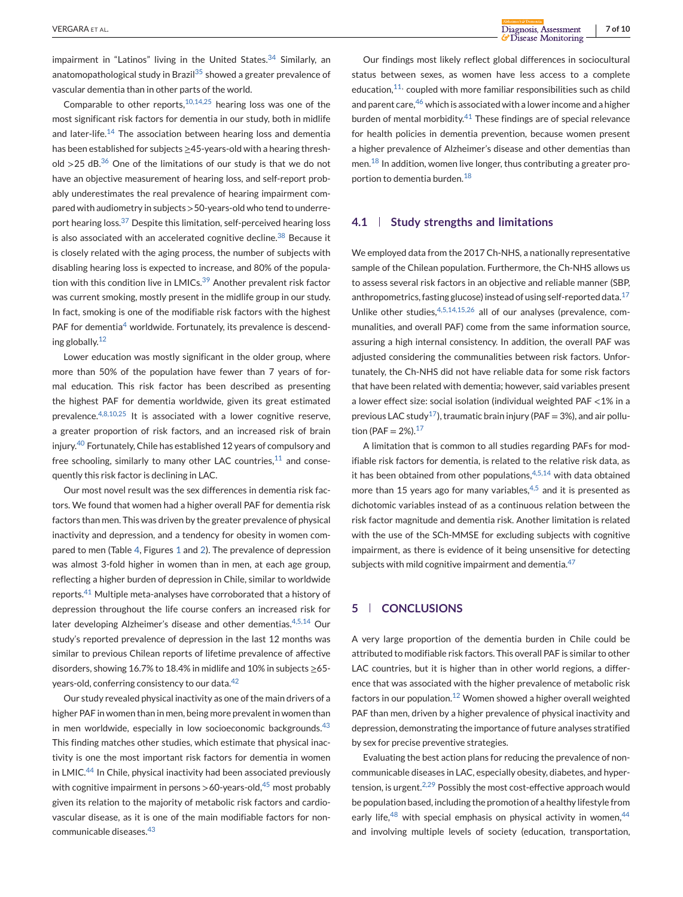impairment in "Latinos" living in the United States.[34] Similarly, an anatomopathological study in Brazil[35] showed a greater prevalence of vascular dementia than in other parts of the world.

Comparable to other reports,[10,14,25] hearing loss was one of the most significant risk factors for dementia in our study, both in midlife and later-life.[14] The association between hearing loss and dementia has been established for subjects ≥45-years-old with a hearing threshold >25 dB.[36] One of the limitations of our study is that we do not have an objective measurement of hearing loss, and self-report probably underestimates the real prevalence of hearing impairment compared with audiometry in subjects >50-years-old who tend to underreport hearing loss.[37] Despite this limitation, self-perceived hearing loss is also associated with an accelerated cognitive decline.[38] Because it is closely related with the aging process, the number of subjects with disabling hearing loss is expected to increase, and 80% of the population with this condition live in LMICs.[39] Another prevalent risk factor was current smoking, mostly present in the midlife group in our study. In fact, smoking is one of the modifiable risk factors with the highest PAF for dementia[4] worldwide. Fortunately, its prevalence is descending globally.[12]

Lower education was mostly significant in the older group, where more than 50% of the population have fewer than 7 years of formal education. This risk factor has been described as presenting the highest PAF for dementia worldwide, given its great estimated prevalence.[4,8,10,25] It is associated with a lower cognitive reserve, a greater proportion of risk factors, and an increased risk of brain injury.[40] Fortunately, Chile has established 12 years of compulsory and free schooling, similarly to many other LAC countries,[11] and consequently this risk factor is declining in LAC.

Our most novel result was the sex differences in dementia risk factors. We found that women had a higher overall PAF for dementia risk factors than men. This was driven by the greater prevalence of physical inactivity and depression, and a tendency for obesity in women compared to men (Table 4, Figures 1 and 2). The prevalence of depression was almost 3-fold higher in women than in men, at each age group, reflecting a higher burden of depression in Chile, similar to worldwide reports.[41] Multiple meta-analyses have corroborated that a history of depression throughout the life course confers an increased risk for later developing Alzheimer's disease and other dementias.[4,5,14] Our study's reported prevalence of depression in the last 12 months was similar to previous Chilean reports of lifetime prevalence of affective disorders, showing 16.7% to 18.4% in midlife and 10% in subjects ≥65-years-old, conferring consistency to our data.[42]

Our study revealed physical inactivity as one of the main drivers of a higher PAF in women than in men, being more prevalent in women than in men worldwide, especially in low socioeconomic backgrounds.[43] This finding matches other studies, which estimate that physical inactivity is one the most important risk factors for dementia in women in LMIC.[44] In Chile, physical inactivity had been associated previously with cognitive impairment in persons >60-years-old,[45] most probably given its relation to the majority of metabolic risk factors and cardiovascular disease, as it is one of the main modifiable factors for noncommunicable diseases.[43]

Our findings most likely reflect global differences in sociocultural status between sexes, as women have less access to a complete education,[11,] coupled with more familiar responsibilities such as child and parent care,[46] which is associated with a lower income and a higher burden of mental morbidity.[41] These findings are of special relevance for health policies in dementia prevention, because women present a higher prevalence of Alzheimer's disease and other dementias than men.[18] In addition, women live longer, thus contributing a greater proportion to dementia burden.[18]

### 4.1 | Study strengths and limitations

We employed data from the 2017 Ch-NHS, a nationally representative sample of the Chilean population. Furthermore, the Ch-NHS allows us to assess several risk factors in an objective and reliable manner (SBP, anthropometrics, fasting glucose) instead of using self-reported data.[17] Unlike other studies,[4,5,14,15,26] all of our analyses (prevalence, communalities, and overall PAF) come from the same information source, assuring a high internal consistency. In addition, the overall PAF was adjusted considering the communalities between risk factors. Unfortunately, the Ch-NHS did not have reliable data for some risk factors that have been related with dementia; however, said variables present a lower effect size: social isolation (individual weighted PAF <1% in a previous LAC study[17]), traumatic brain injury (PAF = 3%), and air pollution (PAF = 2%).[17]

A limitation that is common to all studies regarding PAFs for modifiable risk factors for dementia, is related to the relative risk data, as it has been obtained from other populations,[4,5,14] with data obtained more than 15 years ago for many variables,[4,5] and it is presented as dichotomic variables instead of as a continuous relation between the risk factor magnitude and dementia risk. Another limitation is related with the use of the SCh-MMSE for excluding subjects with cognitive impairment, as there is evidence of it being unsensitive for detecting subjects with mild cognitive impairment and dementia.[47]

## 5 | CONCLUSIONS

A very large proportion of the dementia burden in Chile could be attributed to modifiable risk factors. This overall PAF is similar to other LAC countries, but it is higher than in other world regions, a difference that was associated with the higher prevalence of metabolic risk factors in our population.[12] Women showed a higher overall weighted PAF than men, driven by a higher prevalence of physical inactivity and depression, demonstrating the importance of future analyses stratified by sex for precise preventive strategies.

Evaluating the best action plans for reducing the prevalence of noncommunicable diseases in LAC, especially obesity, diabetes, and hypertension, is urgent.[2,29] Possibly the most cost-effective approach would be population based, including the promotion of a healthy lifestyle from early life,[48] with special emphasis on physical activity in women,[44] and involving multiple levels of society (education, transportation,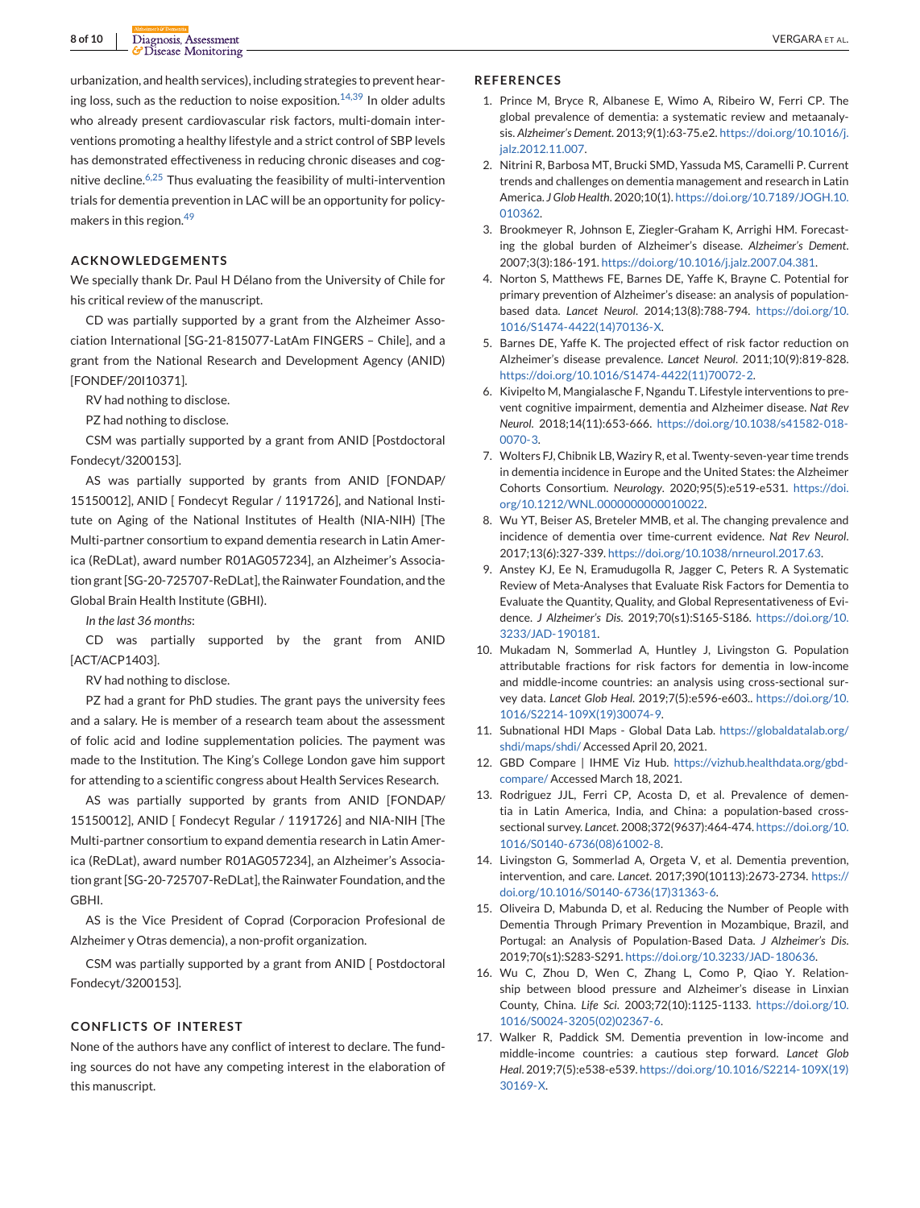urbanization, and health services), including strategies to prevent hearing loss, such as the reduction to noise exposition.[14,39] In older adults who already present cardiovascular risk factors, multi-domain interventions promoting a healthy lifestyle and a strict control of SBP levels has demonstrated effectiveness in reducing chronic diseases and cognitive decline.[6,25] Thus evaluating the feasibility of multi-intervention trials for dementia prevention in LAC will be an opportunity for policymakers in this region.[49]

## ACKNOWLEDGEMENTS

We specially thank Dr. Paul H Délano from the University of Chile for his critical review of the manuscript.

CD was partially supported by a grant from the Alzheimer Association International [SG-21-815077-LatAm FINGERS – Chile], and a grant from the National Research and Development Agency (ANID) [FONDEF/20I10371].

RV had nothing to disclose.

PZ had nothing to disclose.

CSM was partially supported by a grant from ANID [Postdoctoral Fondecyt/3200153].

AS was partially supported by grants from ANID [FONDAP/ 15150012], ANID [ Fondecyt Regular / 1191726], and National Institute on Aging of the National Institutes of Health (NIA-NIH) [The Multi-partner consortium to expand dementia research in Latin America (ReDLat), award number R01AG057234], an Alzheimer's Association grant [SG-20-725707-ReDLat], the Rainwater Foundation, and the Global Brain Health Institute (GBHI).

*In the last 36 months*:

CD was partially supported by the grant from ANID [ACT/ACP1403].

RV had nothing to disclose.

PZ had a grant for PhD studies. The grant pays the university fees and a salary. He is member of a research team about the assessment of folic acid and Iodine supplementation policies. The payment was made to the Institution. The King's College London gave him support for attending to a scientific congress about Health Services Research.

AS was partially supported by grants from ANID [FONDAP/ 15150012], ANID [ Fondecyt Regular / 1191726] and NIA-NIH [The Multi-partner consortium to expand dementia research in Latin America (ReDLat), award number R01AG057234], an Alzheimer's Association grant [SG-20-725707-ReDLat], the Rainwater Foundation, and the GBHI.

AS is the Vice President of Coprad (Corporacion Profesional de Alzheimer y Otras demencia), a non-profit organization.

CSM was partially supported by a grant from ANID [ Postdoctoral Fondecyt/3200153].

## CONFLICTS OF INTEREST

None of the authors have any conflict of interest to declare. The funding sources do not have any competing interest in the elaboration of this manuscript.

## REFERENCES

1. Prince M, Bryce R, Albanese E, Wimo A, Ribeiro W, Ferri CP. The global prevalence of dementia: a systematic review and metaanalysis. *Alzheimer's Dement*. 2013;9(1):63-75.e2. https://doi.org/10.1016/j.jalz.2012.11.007.
2. Nitrini R, Barbosa MT, Brucki SMD, Yassuda MS, Caramelli P. Current trends and challenges on dementia management and research in Latin America. *J Glob Health*. 2020;10(1). https://doi.org/10.7189/JOGH.10.010362.
3. Brookmeyer R, Johnson E, Ziegler-Graham K, Arrighi HM. Forecasting the global burden of Alzheimer's disease. *Alzheimer's Dement*. 2007;3(3):186-191. https://doi.org/10.1016/j.jalz.2007.04.381.
4. Norton S, Matthews FE, Barnes DE, Yaffe K, Brayne C. Potential for primary prevention of Alzheimer's disease: an analysis of population-based data. *Lancet Neurol*. 2014;13(8):788-794. https://doi.org/10.1016/S1474-4422(14)70136-X.
5. Barnes DE, Yaffe K. The projected effect of risk factor reduction on Alzheimer's disease prevalence. *Lancet Neurol*. 2011;10(9):819-828. https://doi.org/10.1016/S1474-4422(11)70072-2.
6. Kivipelto M, Mangialasche F, Ngandu T. Lifestyle interventions to prevent cognitive impairment, dementia and Alzheimer disease. *Nat Rev Neurol*. 2018;14(11):653-666. https://doi.org/10.1038/s41582-018-0070-3.
7. Wolters FJ, Chibnik LB, Waziry R, et al. Twenty-seven-year time trends in dementia incidence in Europe and the United States: the Alzheimer Cohorts Consortium. *Neurology*. 2020;95(5):e519-e531. https://doi.org/10.1212/WNL.0000000000010022.
8. Wu YT, Beiser AS, Breteler MMB, et al. The changing prevalence and incidence of dementia over time-current evidence. *Nat Rev Neurol*. 2017;13(6):327-339. https://doi.org/10.1038/nrneurol.2017.63.
9. Anstey KJ, Ee N, Eramudugolla R, Jagger C, Peters R. A Systematic Review of Meta-Analyses that Evaluate Risk Factors for Dementia to Evaluate the Quantity, Quality, and Global Representativeness of Evidence. *J Alzheimer's Dis*. 2019;70(s1):S165-S186. https://doi.org/10.3233/JAD-190181.
10. Mukadam N, Sommerlad A, Huntley J, Livingston G. Population attributable fractions for risk factors for dementia in low-income and middle-income countries: an analysis using cross-sectional survey data. *Lancet Glob Heal*. 2019;7(5):e596-e603.. https://doi.org/10.1016/S2214-109X(19)30074-9.
11. Subnational HDI Maps - Global Data Lab. https://globaldatalab.org/shdi/maps/shdi/ Accessed April 20, 2021.
12. GBD Compare | IHME Viz Hub. https://vizhub.healthdata.org/gbd-compare/ Accessed March 18, 2021.
13. Rodriguez JJL, Ferri CP, Acosta D, et al. Prevalence of dementia in Latin America, India, and China: a population-based cross-sectional survey. *Lancet*. 2008;372(9637):464-474. https://doi.org/10.1016/S0140-6736(08)61002-8.
14. Livingston G, Sommerlad A, Orgeta V, et al. Dementia prevention, intervention, and care. *Lancet*. 2017;390(10113):2673-2734. https://doi.org/10.1016/S0140-6736(17)31363-6.
15. Oliveira D, Mabunda D, et al. Reducing the Number of People with Dementia Through Primary Prevention in Mozambique, Brazil, and Portugal: an Analysis of Population-Based Data. *J Alzheimer's Dis*. 2019;70(s1):S283-S291. https://doi.org/10.3233/JAD-180636.
16. Wu C, Zhou D, Wen C, Zhang L, Como P, Qiao Y. Relationship between blood pressure and Alzheimer's disease in Linxian County, China. *Life Sci*. 2003;72(10):1125-1133. https://doi.org/10.1016/S0024-3205(02)02367-6.
17. Walker R, Paddick SM. Dementia prevention in low-income and middle-income countries: a cautious step forward. *Lancet Glob Heal*. 2019;7(5):e538-e539. https://doi.org/10.1016/S2214-109X(19)30169-X.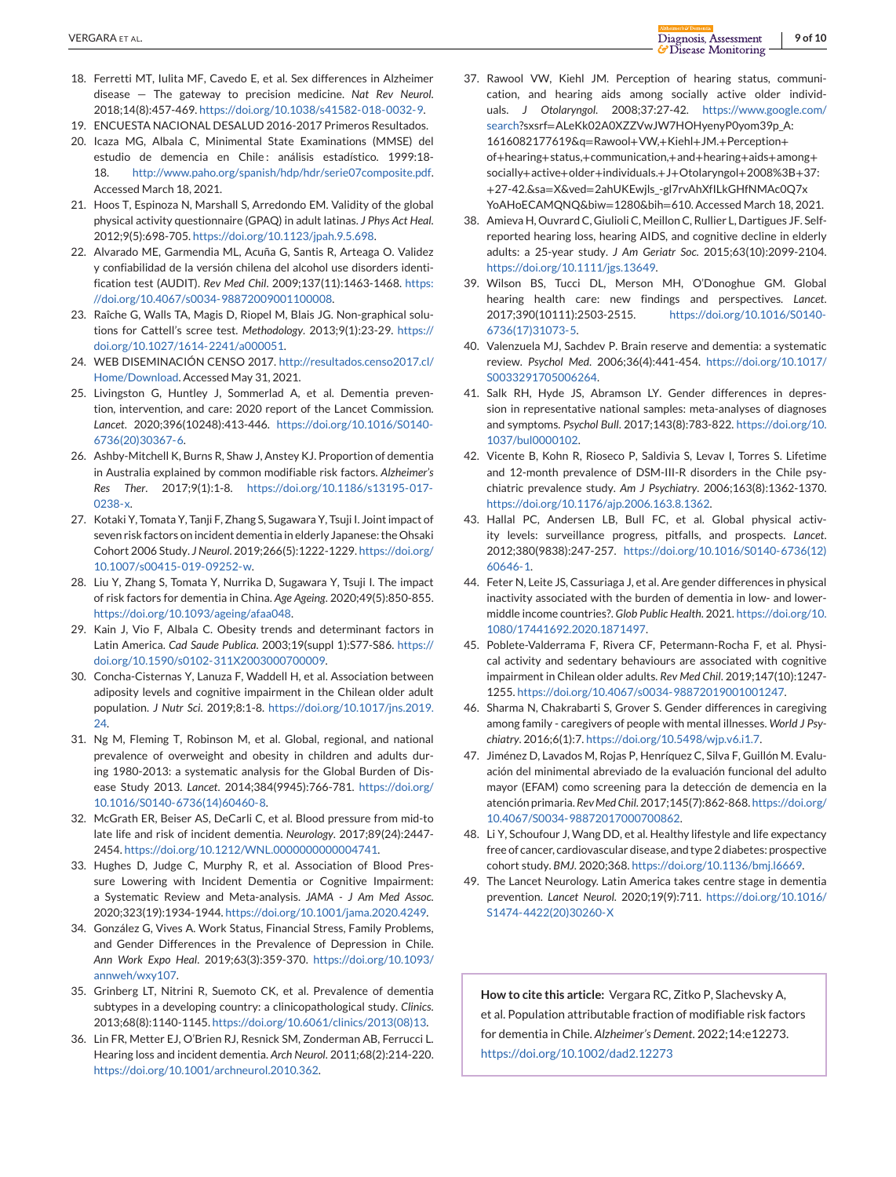18. Ferretti MT, Iulita MF, Cavedo E, et al. Sex differences in Alzheimer disease — The gateway to precision medicine. *Nat Rev Neurol*. 2018;14(8):457-469. https://doi.org/10.1038/s41582-018-0032-9.
19. ENCUESTA NACIONAL DESALUD 2016-2017 Primeros Resultados.
20. Icaza MG, Albala C, Minimental State Examinations (MMSE) del estudio de demencia en Chile: análisis estadístico. 1999:18-18. http://www.paho.org/spanish/hdp/hdr/serie07composite.pdf. Accessed March 18, 2021.
21. Hoos T, Espinoza N, Marshall S, Arredondo EM. Validity of the global physical activity questionnaire (GPAQ) in adult latinas. *J Phys Act Heal*. 2012;9(5):698-705. https://doi.org/10.1123/jpah.9.5.698.
22. Alvarado ME, Garmendia ML, Acuña G, Santis R, Arteaga O. Validez y confiabilidad de la versión chilena del alcohol use disorders identification test (AUDIT). *Rev Med Chil*. 2009;137(11):1463-1468. https://doi.org/10.4067/s0034-98872009001100008.
23. Raîche G, Walls TA, Magis D, Riopel M, Blais JG. Non-graphical solutions for Cattell's scree test. *Methodology*. 2013;9(1):23-29. https://doi.org/10.1027/1614-2241/a000051.
24. WEB DISEMINACIÓN CENSO 2017. http://resultados.censo2017.cl/Home/Download. Accessed May 31, 2021.
25. Livingston G, Huntley J, Sommerlad A, et al. Dementia prevention, intervention, and care: 2020 report of the Lancet Commission. *Lancet*. 2020;396(10248):413-446. https://doi.org/10.1016/S0140-6736(20)30367-6.
26. Ashby-Mitchell K, Burns R, Shaw J, Anstey KJ. Proportion of dementia in Australia explained by common modifiable risk factors. *Alzheimer's Res Ther*. 2017;9(1):1-8. https://doi.org/10.1186/s13195-017-0238-x.
27. Kotaki Y, Tomata Y, Tanji F, Zhang S, Sugawara Y, Tsuji I. Joint impact of seven risk factors on incident dementia in elderly Japanese: the Ohsaki Cohort 2006 Study. *J Neurol*. 2019;266(5):1222-1229. https://doi.org/10.1007/s00415-019-09252-w.
28. Liu Y, Zhang S, Tomata Y, Nurrika D, Sugawara Y, Tsuji I. The impact of risk factors for dementia in China. *Age Ageing*. 2020;49(5):850-855. https://doi.org/10.1093/ageing/afaa048.
29. Kain J, Vio F, Albala C. Obesity trends and determinant factors in Latin America. *Cad Saude Publica*. 2003;19(suppl 1):S77-S86. https://doi.org/10.1590/s0102-311X2003000700009.
30. Concha-Cisternas Y, Lanuza F, Waddell H, et al. Association between adiposity levels and cognitive impairment in the Chilean older adult population. *J Nutr Sci*. 2019;8:1-8. https://doi.org/10.1017/jns.2019.24.
31. Ng M, Fleming T, Robinson M, et al. Global, regional, and national prevalence of overweight and obesity in children and adults during 1980-2013: a systematic analysis for the Global Burden of Disease Study 2013. *Lancet*. 2014;384(9945):766-781. https://doi.org/10.1016/S0140-6736(14)60460-8.
32. McGrath ER, Beiser AS, DeCarli C, et al. Blood pressure from mid-to late life and risk of incident dementia. *Neurology*. 2017;89(24):2447-2454. https://doi.org/10.1212/WNL.0000000000004741.
33. Hughes D, Judge C, Murphy R, et al. Association of Blood Pressure Lowering with Incident Dementia or Cognitive Impairment: a Systematic Review and Meta-analysis. *JAMA - J Am Med Assoc*. 2020;323(19):1934-1944. https://doi.org/10.1001/jama.2020.4249.
34. González G, Vives A. Work Status, Financial Stress, Family Problems, and Gender Differences in the Prevalence of Depression in Chile. *Ann Work Expo Heal*. 2019;63(3):359-370. https://doi.org/10.1093/annweh/wxy107.
35. Grinberg LT, Nitrini R, Suemoto CK, et al. Prevalence of dementia subtypes in a developing country: a clinicopathological study. *Clinics*. 2013;68(8):1140-1145. https://doi.org/10.6061/clinics/2013(08)13.
36. Lin FR, Metter EJ, O'Brien RJ, Resnick SM, Zonderman AB, Ferrucci L. Hearing loss and incident dementia. *Arch Neurol*. 2011;68(2):214-220. https://doi.org/10.1001/archneurol.2010.362.
37. Rawool VW, Kiehl JM. Perception of hearing status, communication, and hearing aids among socially active older individuals. *J Otolaryngol*. 2008;37:27-42. https://www.google.com/search?sxsrf=ALeKk02A0XZZVwJW7HOHyenyP0yom39p_A:1616082177619&q=Rawool+VW,+Kiehl+JM.+Perception+of+hearing+status,+communication,+and+hearing+aids+among+socially+active+older+individuals.+J+Otolaryngol+2008%3B+37:+27-42.&sa=X&ved=2ahUKEwjls_-gl7rvAhXfILkGHfNMAc0Q7xYoAHoECAMQNQ&biw=1280&bih=610. Accessed March 18, 2021.
38. Amieva H, Ouvrard C, Giulioli C, Meillon C, Rullier L, Dartigues JF. Self-reported hearing loss, hearing AIDS, and cognitive decline in elderly adults: a 25-year study. *J Am Geriatr Soc*. 2015;63(10):2099-2104. https://doi.org/10.1111/jgs.13649.
39. Wilson BS, Tucci DL, Merson MH, O'Donoghue GM. Global hearing health care: new findings and perspectives. *Lancet*. 2017;390(10111):2503-2515. https://doi.org/10.1016/S0140-6736(17)31073-5.
40. Valenzuela MJ, Sachdev P. Brain reserve and dementia: a systematic review. *Psychol Med*. 2006;36(4):441-454. https://doi.org/10.1017/S0033291705006264.
41. Salk RH, Hyde JS, Abramson LY. Gender differences in depression in representative national samples: meta-analyses of diagnoses and symptoms. *Psychol Bull*. 2017;143(8):783-822. https://doi.org/10.1037/bul0000102.
42. Vicente B, Kohn R, Rioseco P, Saldivia S, Levav I, Torres S. Lifetime and 12-month prevalence of DSM-III-R disorders in the Chile psychiatric prevalence study. *Am J Psychiatry*. 2006;163(8):1362-1370. https://doi.org/10.1176/ajp.2006.163.8.1362.
43. Hallal PC, Andersen LB, Bull FC, et al. Global physical activity levels: surveillance progress, pitfalls, and prospects. *Lancet*. 2012;380(9838):247-257. https://doi.org/10.1016/S0140-6736(12)60646-1.
44. Feter N, Leite JS, Cassuriaga J, et al. Are gender differences in physical inactivity associated with the burden of dementia in low- and lower-middle income countries?. *Glob Public Health*. 2021. https://doi.org/10.1080/17441692.2020.1871497.
45. Poblete-Valderrama F, Rivera CF, Petermann-Rocha F, et al. Physical activity and sedentary behaviours are associated with cognitive impairment in Chilean older adults. *Rev Med Chil*. 2019;147(10):1247-1255. https://doi.org/10.4067/s0034-98872019001001247.
46. Sharma N, Chakrabarti S, Grover S. Gender differences in caregiving among family - caregivers of people with mental illnesses. *World J Psychiatry*. 2016;6(1):7. https://doi.org/10.5498/wjp.v6.i1.7.
47. Jiménez D, Lavados M, Rojas P, Henríquez C, Silva F, Guillón M. Evaluación del minimental abreviado de la evaluación funcional del adulto mayor (EFAM) como screening para la detección de demencia en la atención primaria. *Rev Med Chil*. 2017;145(7):862-868. https://doi.org/10.4067/S0034-98872017000700862.
48. Li Y, Schoufour J, Wang DD, et al. Healthy lifestyle and life expectancy free of cancer, cardiovascular disease, and type 2 diabetes: prospective cohort study. *BMJ*. 2020;368. https://doi.org/10.1136/bmj.l6669.
49. The Lancet Neurology. Latin America takes centre stage in dementia prevention. *Lancet Neurol*. 2020;19(9):711. https://doi.org/10.1016/S1474-4422(20)30260-X

**How to cite this article:** Vergara RC, Zitko P, Slachevsky A, et al. Population attributable fraction of modifiable risk factors for dementia in Chile. *Alzheimer's Dement*. 2022;14:e12273. https://doi.org/10.1002/dad2.12273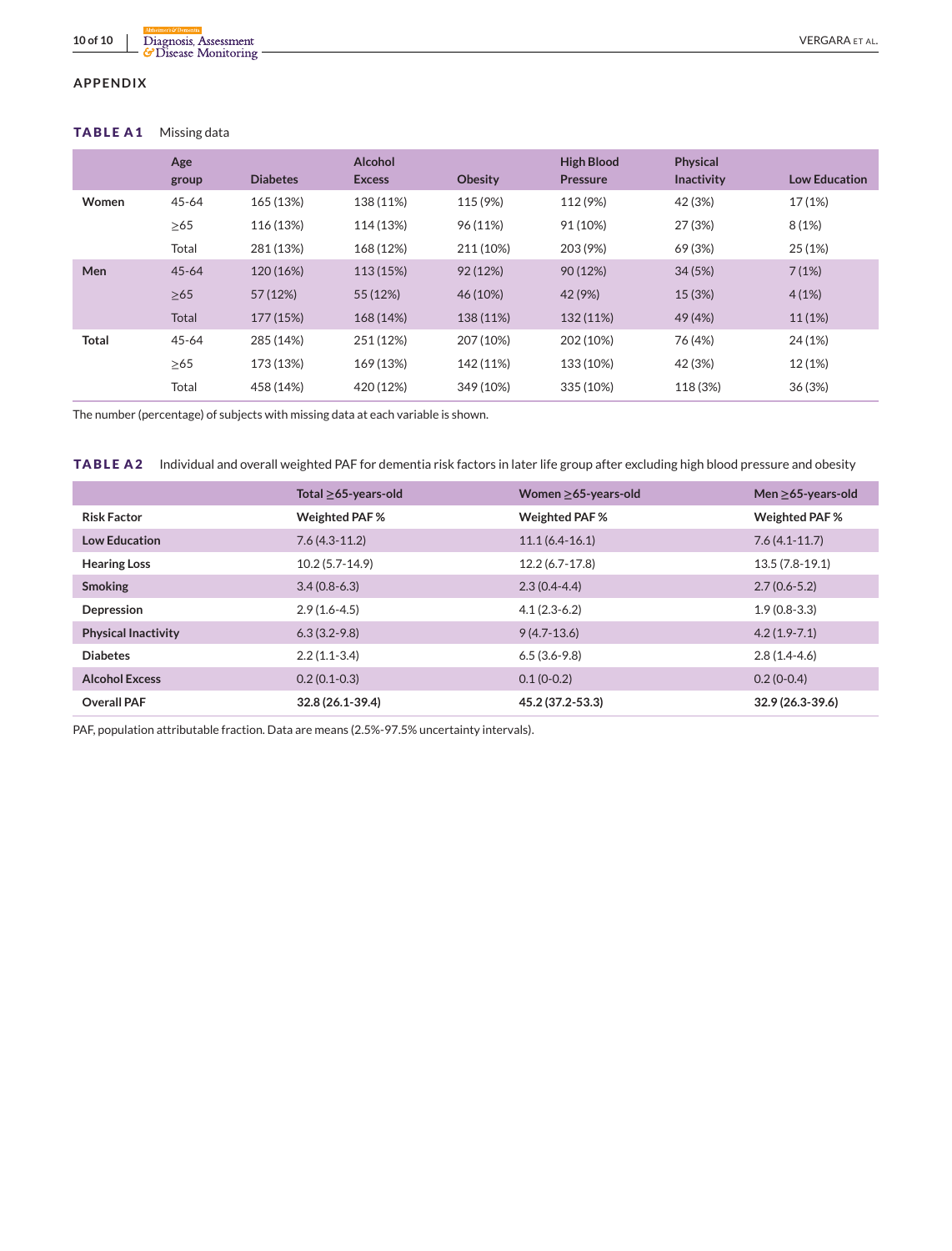## APPENDIX

**TABLE A1** Missing data

| | Age group | Diabetes | Alcohol Excess | Obesity | High Blood Pressure | Physical Inactivity | Low Education |
|---|---|---|---|---|---|---|---|
| **Women** | 45-64 | 165 (13%) | 138 (11%) | 115 (9%) | 112 (9%) | 42 (3%) | 17 (1%) |
| | ≥65 | 116 (13%) | 114 (13%) | 96 (11%) | 91 (10%) | 27 (3%) | 8 (1%) |
| | Total | 281 (13%) | 168 (12%) | 211 (10%) | 203 (9%) | 69 (3%) | 25 (1%) |
| **Men** | 45-64 | 120 (16%) | 113 (15%) | 92 (12%) | 90 (12%) | 34 (5%) | 7 (1%) |
| | ≥65 | 57 (12%) | 55 (12%) | 46 (10%) | 42 (9%) | 15 (3%) | 4 (1%) |
| | Total | 177 (15%) | 168 (14%) | 138 (11%) | 132 (11%) | 49 (4%) | 11 (1%) |
| **Total** | 45-64 | 285 (14%) | 251 (12%) | 207 (10%) | 202 (10%) | 76 (4%) | 24 (1%) |
| | ≥65 | 173 (13%) | 169 (13%) | 142 (11%) | 133 (10%) | 42 (3%) | 12 (1%) |
| | Total | 458 (14%) | 420 (12%) | 349 (10%) | 335 (10%) | 118 (3%) | 36 (3%) |

The number (percentage) of subjects with missing data at each variable is shown.

**TABLE A2** Individual and overall weighted PAF for dementia risk factors in later life group after excluding high blood pressure and obesity

| | Total ≥65-years-old | Women ≥65-years-old | Men ≥65-years-old |
|---|---|---|---|
| **Risk Factor** | **Weighted PAF %** | **Weighted PAF %** | **Weighted PAF %** |
| **Low Education** | 7.6 (4.3-11.2) | 11.1 (6.4-16.1) | 7.6 (4.1-11.7) |
| **Hearing Loss** | 10.2 (5.7-14.9) | 12.2 (6.7-17.8) | 13.5 (7.8-19.1) |
| **Smoking** | 3.4 (0.8-6.3) | 2.3 (0.4-4.4) | 2.7 (0.6-5.2) |
| **Depression** | 2.9 (1.6-4.5) | 4.1 (2.3-6.2) | 1.9 (0.8-3.3) |
| **Physical Inactivity** | 6.3 (3.2-9.8) | 9 (4.7-13.6) | 4.2 (1.9-7.1) |
| **Diabetes** | 2.2 (1.1-3.4) | 6.5 (3.6-9.8) | 2.8 (1.4-4.6) |
| **Alcohol Excess** | 0.2 (0.1-0.3) | 0.1 (0-0.2) | 0.2 (0-0.4) |
| **Overall PAF** | **32.8 (26.1-39.4)** | **45.2 (37.2-53.3)** | **32.9 (26.3-39.6)** |

PAF, population attributable fraction. Data are means (2.5%-97.5% uncertainty intervals).